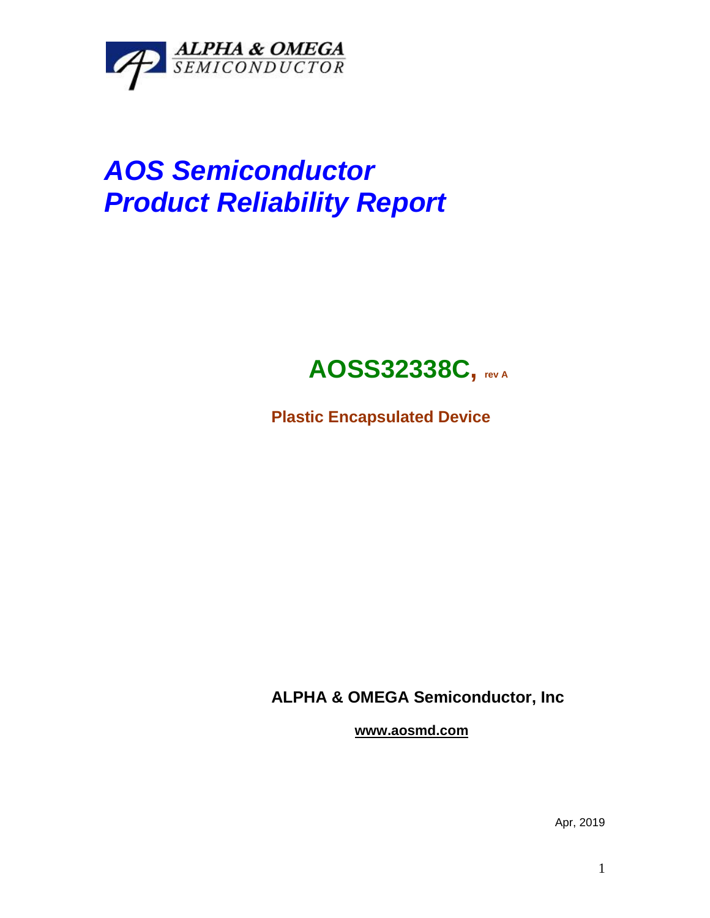ALPHA & OMEGA
SEMICONDUCTOR

# *AOS Semiconductor*
# *Product Reliability Report*

## AOSS32338C, rev A

**Plastic Encapsulated Device**

**ALPHA & OMEGA Semiconductor, Inc**

**www.aosmd.com**

Apr, 2019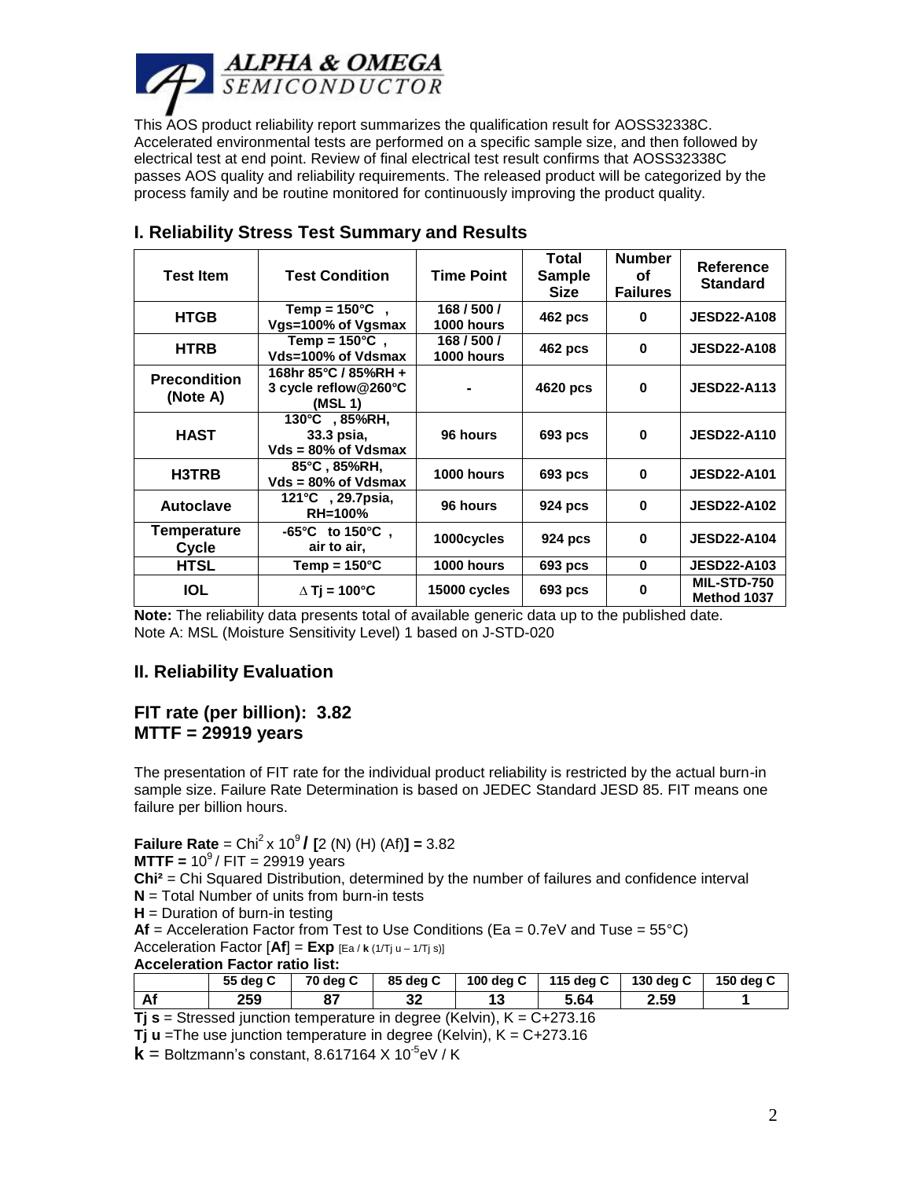ALPHA & OMEGA SEMICONDUCTOR

This AOS product reliability report summarizes the qualification result for AOSS32338C. Accelerated environmental tests are performed on a specific sample size, and then followed by electrical test at end point. Review of final electrical test result confirms that AOSS32338C passes AOS quality and reliability requirements. The released product will be categorized by the process family and be routine monitored for continuously improving the product quality.

## I. Reliability Stress Test Summary and Results

| Test Item | Test Condition | Time Point | Total Sample Size | Number of Failures | Reference Standard |
|---|---|---|---|---|---|
| HTGB | Temp = 150°C , Vgs=100% of Vgsmax | 168 / 500 / 1000 hours | 462 pcs | 0 | JESD22-A108 |
| HTRB | Temp = 150°C , Vds=100% of Vdsmax | 168 / 500 / 1000 hours | 462 pcs | 0 | JESD22-A108 |
| Precondition (Note A) | 168hr 85°C / 85%RH + 3 cycle reflow@260°C (MSL 1) | - | 4620 pcs | 0 | JESD22-A113 |
| HAST | 130°C , 85%RH, 33.3 psia, Vds = 80% of Vdsmax | 96 hours | 693 pcs | 0 | JESD22-A110 |
| H3TRB | 85°C , 85%RH, Vds = 80% of Vdsmax | 1000 hours | 693 pcs | 0 | JESD22-A101 |
| Autoclave | 121°C , 29.7psia, RH=100% | 96 hours | 924 pcs | 0 | JESD22-A102 |
| Temperature Cycle | -65°C to 150°C , air to air, | 1000cycles | 924 pcs | 0 | JESD22-A104 |
| HTSL | Temp = 150°C | 1000 hours | 693 pcs | 0 | JESD22-A103 |
| IOL | $\Delta$ Tj = 100°C | 15000 cycles | 693 pcs | 0 | MIL-STD-750 Method 1037 |

**Note:** The reliability data presents total of available generic data up to the published date.
Note A: MSL (Moisture Sensitivity Level) 1 based on J-STD-020

## II. Reliability Evaluation

### FIT rate (per billion): 3.82
### MTTF = 29919 years

The presentation of FIT rate for the individual product reliability is restricted by the actual burn-in sample size. Failure Rate Determination is based on JEDEC Standard JESD 85. FIT means one failure per billion hours.

**Failure Rate** = $Chi^2 \times 10^9$ **/ [**2 (N) (H) (Af)**] =** 3.82

**MTTF =** $10^9$ / FIT = 29919 years

**Chi²** = Chi Squared Distribution, determined by the number of failures and confidence interval

**N** = Total Number of units from burn-in tests

**H** = Duration of burn-in testing

**Af** = Acceleration Factor from Test to Use Conditions (Ea = 0.7eV and Tuse = 55°C)

Acceleration Factor [**Af**] = **Exp** [Ea / **k** (1/Tj u – 1/Tj s)]

**Acceleration Factor ratio list:**

| | 55 deg C | 70 deg C | 85 deg C | 100 deg C | 115 deg C | 130 deg C | 150 deg C |
|---|---|---|---|---|---|---|---|
| Af | 259 | 87 | 32 | 13 | 5.64 | 2.59 | 1 |

**Tj s** = Stressed junction temperature in degree (Kelvin), K = C+273.16

**Tj u** =The use junction temperature in degree (Kelvin), K = C+273.16

**k** = Boltzmann's constant, $8.617164 \times 10^{-5}$eV / K